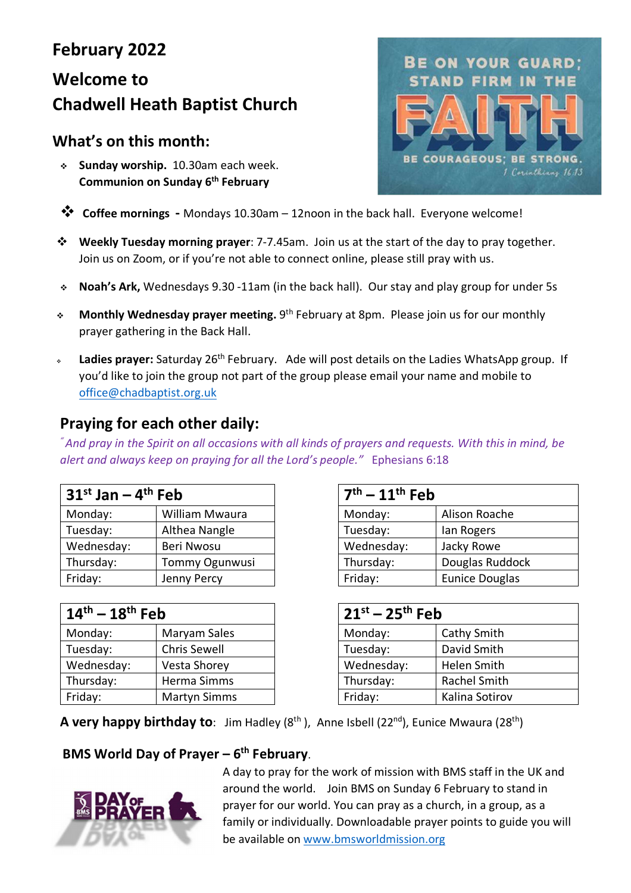# February 2022

# Welcome to Chadwell Heath Baptist Church

BE ON YOUR GUARD; STAND FIRM IN THE FAITH BE COURAGEOUS; BE STRONG.
1 Corinthians 16:13

## What's on this month:

- **Sunday worship.** 10.30am each week. **Communion on Sunday 6th February**
- **Coffee mornings -** Mondays 10.30am – 12noon in the back hall. Everyone welcome!
- **Weekly Tuesday morning prayer**: 7-7.45am. Join us at the start of the day to pray together. Join us on Zoom, or if you're not able to connect online, please still pray with us.
- **Noah's Ark,** Wednesdays 9.30 -11am (in the back hall). Our stay and play group for under 5s
- **Monthly Wednesday prayer meeting.** 9th February at 8pm. Please join us for our monthly prayer gathering in the Back Hall.
- **Ladies prayer:** Saturday 26th February. Ade will post details on the Ladies WhatsApp group. If you'd like to join the group not part of the group please email your name and mobile to office@chadbaptist.org.uk

## Praying for each other daily:

*"And pray in the Spirit on all occasions with all kinds of prayers and requests. With this in mind, be alert and always keep on praying for all the Lord's people."* Ephesians 6:18

| 31st Jan – 4th Feb | |
|---|---|
| Monday: | William Mwaura |
| Tuesday: | Althea Nangle |
| Wednesday: | Beri Nwosu |
| Thursday: | Tommy Ogunwusi |
| Friday: | Jenny Percy |

| 7th – 11th Feb | |
|---|---|
| Monday: | Alison Roache |
| Tuesday: | Ian Rogers |
| Wednesday: | Jacky Rowe |
| Thursday: | Douglas Ruddock |
| Friday: | Eunice Douglas |

| 14th – 18th Feb | |
|---|---|
| Monday: | Maryam Sales |
| Tuesday: | Chris Sewell |
| Wednesday: | Vesta Shorey |
| Thursday: | Herma Simms |
| Friday: | Martyn Simms |

| 21st – 25th Feb | |
|---|---|
| Monday: | Cathy Smith |
| Tuesday: | David Smith |
| Wednesday: | Helen Smith |
| Thursday: | Rachel Smith |
| Friday: | Kalina Sotirov |

**A very happy birthday to**: Jim Hadley (8th), Anne Isbell (22nd), Eunice Mwaura (28th)

### BMS World Day of Prayer – 6th February.

A day to pray for the work of mission with BMS staff in the UK and around the world. Join BMS on Sunday 6 February to stand in prayer for our world. You can pray as a church, in a group, as a family or individually. Downloadable prayer points to guide you will be available on www.bmsworldmission.org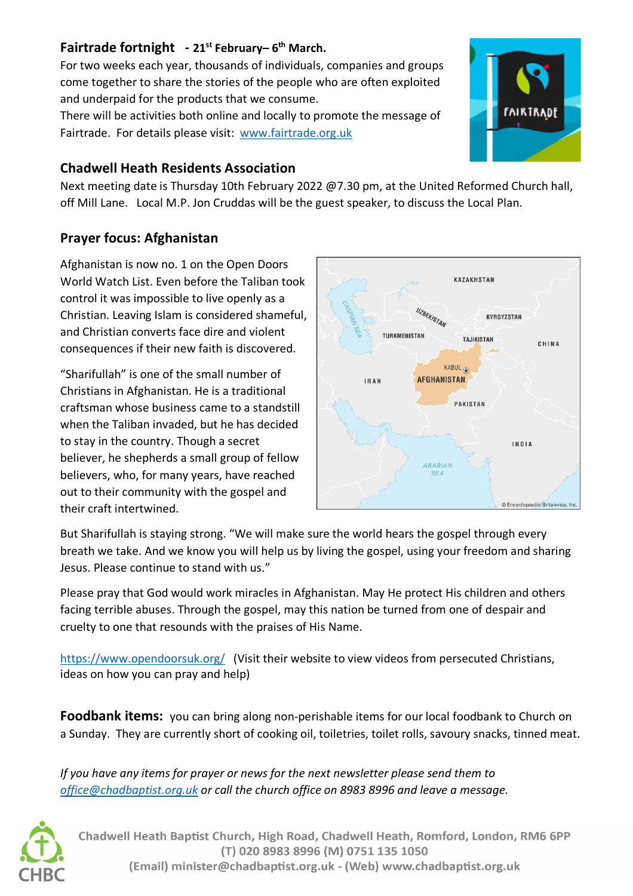## Fairtrade fortnight - 21st February– 6th March.

For two weeks each year, thousands of individuals, companies and groups come together to share the stories of the people who are often exploited and underpaid for the products that we consume.

There will be activities both online and locally to promote the message of Fairtrade. For details please visit: www.fairtrade.org.uk

## Chadwell Heath Residents Association

Next meeting date is Thursday 10th February 2022 @7.30 pm, at the United Reformed Church hall, off Mill Lane. Local M.P. Jon Cruddas will be the guest speaker, to discuss the Local Plan.

## Prayer focus: Afghanistan

Afghanistan is now no. 1 on the Open Doors World Watch List. Even before the Taliban took control it was impossible to live openly as a Christian. Leaving Islam is considered shameful, and Christian converts face dire and violent consequences if their new faith is discovered.

"Sharifullah" is one of the small number of Christians in Afghanistan. He is a traditional craftsman whose business came to a standstill when the Taliban invaded, but he has decided to stay in the country. Though a secret believer, he shepherds a small group of fellow believers, who, for many years, have reached out to their community with the gospel and their craft intertwined.

KAZAKHSTAN
UZBEKISTAN
KYRGYZSTAN
CASPIAN SEA
TURKMENISTAN
TAJIKISTAN
CHINA
KABUL
IRAN
AFGHANISTAN
PAKISTAN
INDIA
ARABIAN SEA
© Encyclopædia Britannica, Inc.

But Sharifullah is staying strong. "We will make sure the world hears the gospel through every breath we take. And we know you will help us by living the gospel, using your freedom and sharing Jesus. Please continue to stand with us."

Please pray that God would work miracles in Afghanistan. May He protect His children and others facing terrible abuses. Through the gospel, may this nation be turned from one of despair and cruelty to one that resounds with the praises of His Name.

https://www.opendoorsuk.org/ (Visit their website to view videos from persecuted Christians, ideas on how you can pray and help)

**Foodbank items:** you can bring along non-perishable items for our local foodbank to Church on a Sunday. They are currently short of cooking oil, toiletries, toilet rolls, savoury snacks, tinned meat.

*If you have any items for prayer or news for the next newsletter please send them to office@chadbaptist.org.uk or call the church office on 8983 8996 and leave a message.*

CHBC

Chadwell Heath Baptist Church, High Road, Chadwell Heath, Romford, London, RM6 6PP
(T) 020 8983 8996 (M) 0751 135 1050
(Email) minister@chadbaptist.org.uk - (Web) www.chadbaptist.org.uk